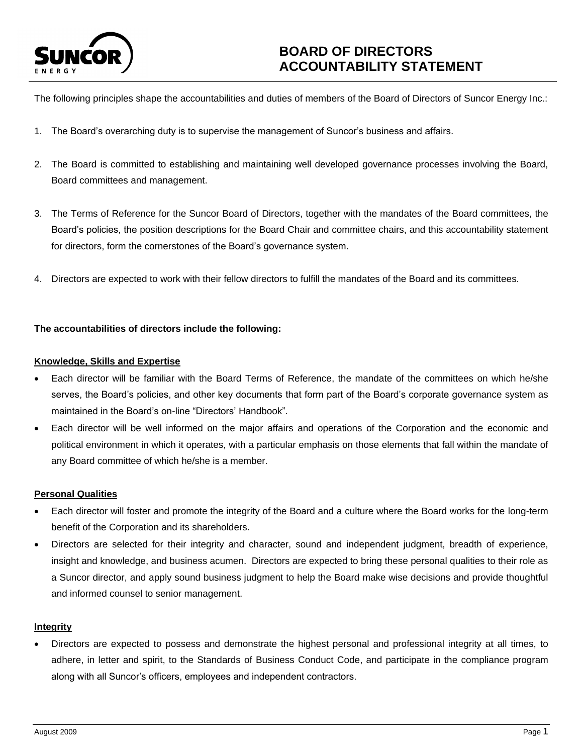# BOARD OF DIRECTORS ACCOUNTABILITY STATEMENT

The following principles shape the accountabilities and duties of members of the Board of Directors of Suncor Energy Inc.:

1. The Board's overarching duty is to supervise the management of Suncor's business and affairs.
2. The Board is committed to establishing and maintaining well developed governance processes involving the Board, Board committees and management.
3. The Terms of Reference for the Suncor Board of Directors, together with the mandates of the Board committees, the Board's policies, the position descriptions for the Board Chair and committee chairs, and this accountability statement for directors, form the cornerstones of the Board's governance system.
4. Directors are expected to work with their fellow directors to fulfill the mandates of the Board and its committees.

**The accountabilities of directors include the following:**

**Knowledge, Skills and Expertise**

- Each director will be familiar with the Board Terms of Reference, the mandate of the committees on which he/she serves, the Board's policies, and other key documents that form part of the Board's corporate governance system as maintained in the Board's on-line "Directors' Handbook".
- Each director will be well informed on the major affairs and operations of the Corporation and the economic and political environment in which it operates, with a particular emphasis on those elements that fall within the mandate of any Board committee of which he/she is a member.

**Personal Qualities**

- Each director will foster and promote the integrity of the Board and a culture where the Board works for the long-term benefit of the Corporation and its shareholders.
- Directors are selected for their integrity and character, sound and independent judgment, breadth of experience, insight and knowledge, and business acumen. Directors are expected to bring these personal qualities to their role as a Suncor director, and apply sound business judgment to help the Board make wise decisions and provide thoughtful and informed counsel to senior management.

**Integrity**

- Directors are expected to possess and demonstrate the highest personal and professional integrity at all times, to adhere, in letter and spirit, to the Standards of Business Conduct Code, and participate in the compliance program along with all Suncor's officers, employees and independent contractors.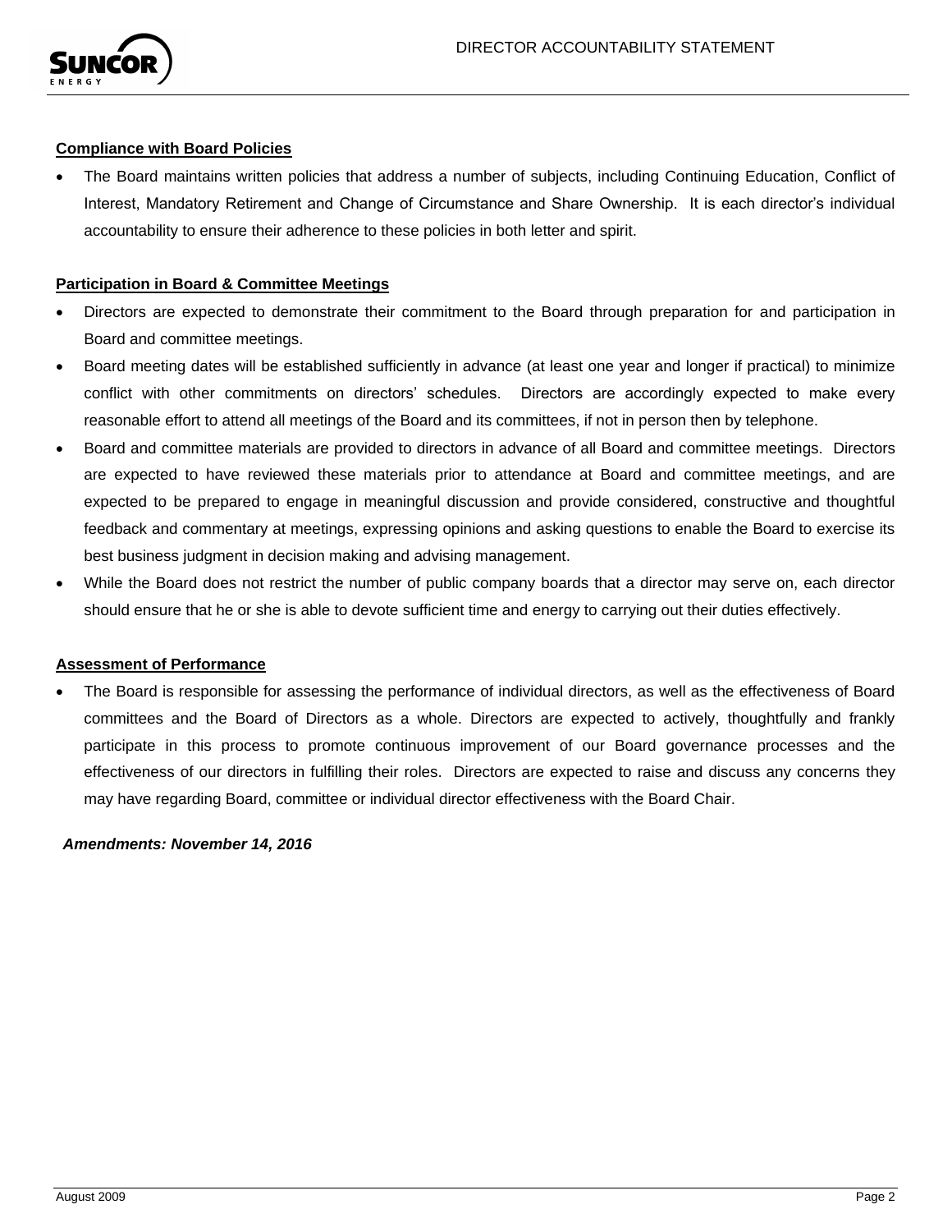**Compliance with Board Policies**

- The Board maintains written policies that address a number of subjects, including Continuing Education, Conflict of Interest, Mandatory Retirement and Change of Circumstance and Share Ownership. It is each director's individual accountability to ensure their adherence to these policies in both letter and spirit.

**Participation in Board & Committee Meetings**

- Directors are expected to demonstrate their commitment to the Board through preparation for and participation in Board and committee meetings.
- Board meeting dates will be established sufficiently in advance (at least one year and longer if practical) to minimize conflict with other commitments on directors' schedules. Directors are accordingly expected to make every reasonable effort to attend all meetings of the Board and its committees, if not in person then by telephone.
- Board and committee materials are provided to directors in advance of all Board and committee meetings. Directors are expected to have reviewed these materials prior to attendance at Board and committee meetings, and are expected to be prepared to engage in meaningful discussion and provide considered, constructive and thoughtful feedback and commentary at meetings, expressing opinions and asking questions to enable the Board to exercise its best business judgment in decision making and advising management.
- While the Board does not restrict the number of public company boards that a director may serve on, each director should ensure that he or she is able to devote sufficient time and energy to carrying out their duties effectively.

**Assessment of Performance**

- The Board is responsible for assessing the performance of individual directors, as well as the effectiveness of Board committees and the Board of Directors as a whole. Directors are expected to actively, thoughtfully and frankly participate in this process to promote continuous improvement of our Board governance processes and the effectiveness of our directors in fulfilling their roles. Directors are expected to raise and discuss any concerns they may have regarding Board, committee or individual director effectiveness with the Board Chair.

***Amendments: November 14, 2016***